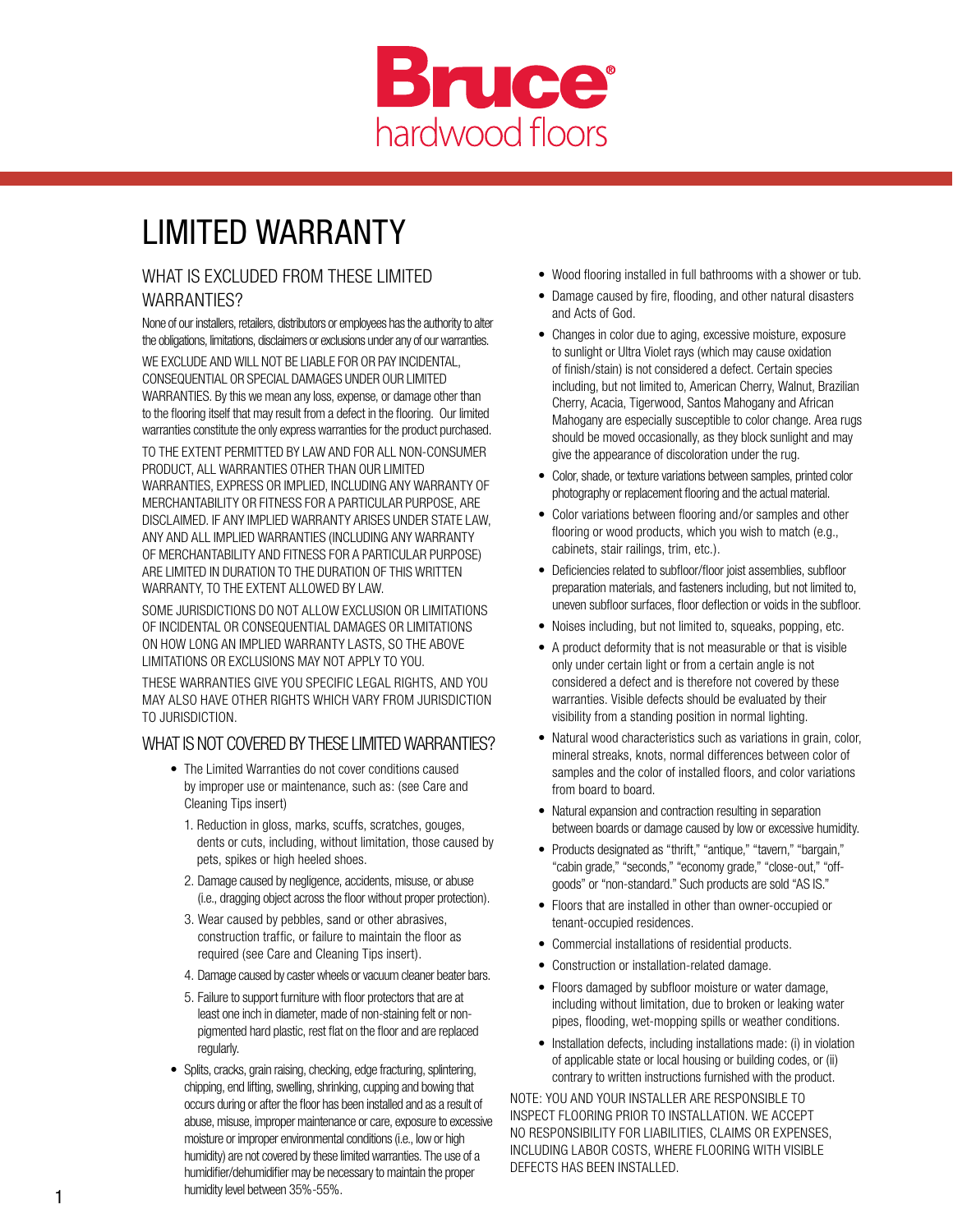Bruce® hardwood floors

# LIMITED WARRANTY

## WHAT IS EXCLUDED FROM THESE LIMITED WARRANTIES?

None of our installers, retailers, distributors or employees has the authority to alter the obligations, limitations, disclaimers or exclusions under any of our warranties.

WE EXCLUDE AND WILL NOT BE LIABLE FOR OR PAY INCIDENTAL, CONSEQUENTIAL OR SPECIAL DAMAGES UNDER OUR LIMITED WARRANTIES. By this we mean any loss, expense, or damage other than to the flooring itself that may result from a defect in the flooring. Our limited warranties constitute the only express warranties for the product purchased.

TO THE EXTENT PERMITTED BY LAW AND FOR ALL NON-CONSUMER PRODUCT, ALL WARRANTIES OTHER THAN OUR LIMITED WARRANTIES, EXPRESS OR IMPLIED, INCLUDING ANY WARRANTY OF MERCHANTABILITY OR FITNESS FOR A PARTICULAR PURPOSE, ARE DISCLAIMED. IF ANY IMPLIED WARRANTY ARISES UNDER STATE LAW, ANY AND ALL IMPLIED WARRANTIES (INCLUDING ANY WARRANTY OF MERCHANTABILITY AND FITNESS FOR A PARTICULAR PURPOSE) ARE LIMITED IN DURATION TO THE DURATION OF THIS WRITTEN WARRANTY, TO THE EXTENT ALLOWED BY LAW.

SOME JURISDICTIONS DO NOT ALLOW EXCLUSION OR LIMITATIONS OF INCIDENTAL OR CONSEQUENTIAL DAMAGES OR LIMITATIONS ON HOW LONG AN IMPLIED WARRANTY LASTS, SO THE ABOVE LIMITATIONS OR EXCLUSIONS MAY NOT APPLY TO YOU.

THESE WARRANTIES GIVE YOU SPECIFIC LEGAL RIGHTS, AND YOU MAY ALSO HAVE OTHER RIGHTS WHICH VARY FROM JURISDICTION TO JURISDICTION.

## WHAT IS NOT COVERED BY THESE LIMITED WARRANTIES?

- The Limited Warranties do not cover conditions caused by improper use or maintenance, such as: (see Care and Cleaning Tips insert)
  1. Reduction in gloss, marks, scuffs, scratches, gouges, dents or cuts, including, without limitation, those caused by pets, spikes or high heeled shoes.
  2. Damage caused by negligence, accidents, misuse, or abuse (i.e., dragging object across the floor without proper protection).
  3. Wear caused by pebbles, sand or other abrasives, construction traffic, or failure to maintain the floor as required (see Care and Cleaning Tips insert).
  4. Damage caused by caster wheels or vacuum cleaner beater bars.
  5. Failure to support furniture with floor protectors that are at least one inch in diameter, made of non-staining felt or non-pigmented hard plastic, rest flat on the floor and are replaced regularly.
- Splits, cracks, grain raising, checking, edge fracturing, splintering, chipping, end lifting, swelling, shrinking, cupping and bowing that occurs during or after the floor has been installed and as a result of abuse, misuse, improper maintenance or care, exposure to excessive moisture or improper environmental conditions (i.e., low or high humidity) are not covered by these limited warranties. The use of a humidifier/dehumidifier may be necessary to maintain the proper humidity level between 35%-55%.
- Wood flooring installed in full bathrooms with a shower or tub.
- Damage caused by fire, flooding, and other natural disasters and Acts of God.
- Changes in color due to aging, excessive moisture, exposure to sunlight or Ultra Violet rays (which may cause oxidation of finish/stain) is not considered a defect. Certain species including, but not limited to, American Cherry, Walnut, Brazilian Cherry, Acacia, Tigerwood, Santos Mahogany and African Mahogany are especially susceptible to color change. Area rugs should be moved occasionally, as they block sunlight and may give the appearance of discoloration under the rug.
- Color, shade, or texture variations between samples, printed color photography or replacement flooring and the actual material.
- Color variations between flooring and/or samples and other flooring or wood products, which you wish to match (e.g., cabinets, stair railings, trim, etc.).
- Deficiencies related to subfloor/floor joist assemblies, subfloor preparation materials, and fasteners including, but not limited to, uneven subfloor surfaces, floor deflection or voids in the subfloor.
- Noises including, but not limited to, squeaks, popping, etc.
- A product deformity that is not measurable or that is visible only under certain light or from a certain angle is not considered a defect and is therefore not covered by these warranties. Visible defects should be evaluated by their visibility from a standing position in normal lighting.
- Natural wood characteristics such as variations in grain, color, mineral streaks, knots, normal differences between color of samples and the color of installed floors, and color variations from board to board.
- Natural expansion and contraction resulting in separation between boards or damage caused by low or excessive humidity.
- Products designated as "thrift," "antique," "tavern," "bargain," "cabin grade," "seconds," "economy grade," "close-out," "off-goods" or "non-standard." Such products are sold "AS IS."
- Floors that are installed in other than owner-occupied or tenant-occupied residences.
- Commercial installations of residential products.
- Construction or installation-related damage.
- Floors damaged by subfloor moisture or water damage, including without limitation, due to broken or leaking water pipes, flooding, wet-mopping spills or weather conditions.
- Installation defects, including installations made: (i) in violation of applicable state or local housing or building codes, or (ii) contrary to written instructions furnished with the product.

NOTE: YOU AND YOUR INSTALLER ARE RESPONSIBLE TO INSPECT FLOORING PRIOR TO INSTALLATION. WE ACCEPT NO RESPONSIBILITY FOR LIABILITIES, CLAIMS OR EXPENSES, INCLUDING LABOR COSTS, WHERE FLOORING WITH VISIBLE DEFECTS HAS BEEN INSTALLED.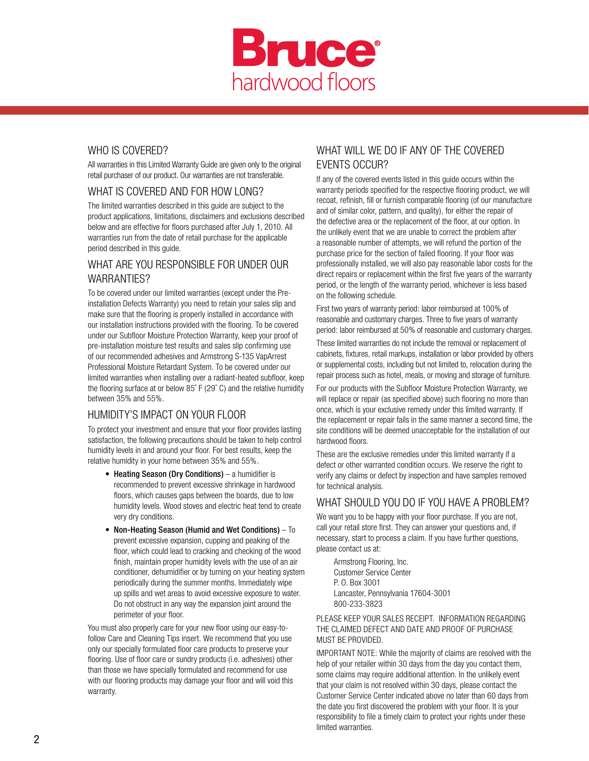# Bruce® hardwood floors

## WHO IS COVERED?

All warranties in this Limited Warranty Guide are given only to the original retail purchaser of our product. Our warranties are not transferable.

## WHAT IS COVERED AND FOR HOW LONG?

The limited warranties described in this guide are subject to the product applications, limitations, disclaimers and exclusions described below and are effective for floors purchased after July 1, 2010. All warranties run from the date of retail purchase for the applicable period described in this guide.

## WHAT ARE YOU RESPONSIBLE FOR UNDER OUR WARRANTIES?

To be covered under our limited warranties (except under the Pre-installation Defects Warranty) you need to retain your sales slip and make sure that the flooring is properly installed in accordance with our installation instructions provided with the flooring. To be covered under our Subfloor Moisture Protection Warranty, keep your proof of pre-installation moisture test results and sales slip confirming use of our recommended adhesives and Armstrong S-135 VapArrest Professional Moisture Retardant System. To be covered under our limited warranties when installing over a radiant-heated subfloor, keep the flooring surface at or below 85˚ F (29˚ C) and the relative humidity between 35% and 55%.

## HUMIDITY'S IMPACT ON YOUR FLOOR

To protect your investment and ensure that your floor provides lasting satisfaction, the following precautions should be taken to help control humidity levels in and around your floor. For best results, keep the relative humidity in your home between 35% and 55%.

- **Heating Season (Dry Conditions)** – a humidifier is recommended to prevent excessive shrinkage in hardwood floors, which causes gaps between the boards, due to low humidity levels. Wood stoves and electric heat tend to create very dry conditions.
- **Non-Heating Season (Humid and Wet Conditions)** – To prevent excessive expansion, cupping and peaking of the floor, which could lead to cracking and checking of the wood finish, maintain proper humidity levels with the use of an air conditioner, dehumidifier or by turning on your heating system periodically during the summer months. Immediately wipe up spills and wet areas to avoid excessive exposure to water. Do not obstruct in any way the expansion joint around the perimeter of your floor.

You must also properly care for your new floor using our easy-to-follow Care and Cleaning Tips insert. We recommend that you use only our specially formulated floor care products to preserve your flooring. Use of floor care or sundry products (i.e. adhesives) other than those we have specially formulated and recommend for use with our flooring products may damage your floor and will void this warranty.

## WHAT WILL WE DO IF ANY OF THE COVERED EVENTS OCCUR?

If any of the covered events listed in this guide occurs within the warranty periods specified for the respective flooring product, we will recoat, refinish, fill or furnish comparable flooring (of our manufacture and of similar color, pattern, and quality), for either the repair of the defective area or the replacement of the floor, at our option. In the unlikely event that we are unable to correct the problem after a reasonable number of attempts, we will refund the portion of the purchase price for the section of failed flooring. If your floor was professionally installed, we will also pay reasonable labor costs for the direct repairs or replacement within the first five years of the warranty period, or the length of the warranty period, whichever is less based on the following schedule.

First two years of warranty period: labor reimbursed at 100% of reasonable and customary charges. Three to five years of warranty period: labor reimbursed at 50% of reasonable and customary charges.

These limited warranties do not include the removal or replacement of cabinets, fixtures, retail markups, installation or labor provided by others or supplemental costs, including but not limited to, relocation during the repair process such as hotel, meals, or moving and storage of furniture.

For our products with the Subfloor Moisture Protection Warranty, we will replace or repair (as specified above) such flooring no more than once, which is your exclusive remedy under this limited warranty. If the replacement or repair fails in the same manner a second time, the site conditions will be deemed unacceptable for the installation of our hardwood floors.

These are the exclusive remedies under this limited warranty if a defect or other warranted condition occurs. We reserve the right to verify any claims or defect by inspection and have samples removed for technical analysis.

## WHAT SHOULD YOU DO IF YOU HAVE A PROBLEM?

We want you to be happy with your floor purchase. If you are not, call your retail store first. They can answer your questions and, if necessary, start to process a claim. If you have further questions, please contact us at:

Armstrong Flooring, Inc.
Customer Service Center
P. O. Box 3001
Lancaster, Pennsylvania 17604-3001
800-233-3823

PLEASE KEEP YOUR SALES RECEIPT. INFORMATION REGARDING THE CLAIMED DEFECT AND DATE AND PROOF OF PURCHASE MUST BE PROVIDED.

IMPORTANT NOTE: While the majority of claims are resolved with the help of your retailer within 30 days from the day you contact them, some claims may require additional attention. In the unlikely event that your claim is not resolved within 30 days, please contact the Customer Service Center indicated above no later than 60 days from the date you first discovered the problem with your floor. It is your responsibility to file a timely claim to protect your rights under these limited warranties.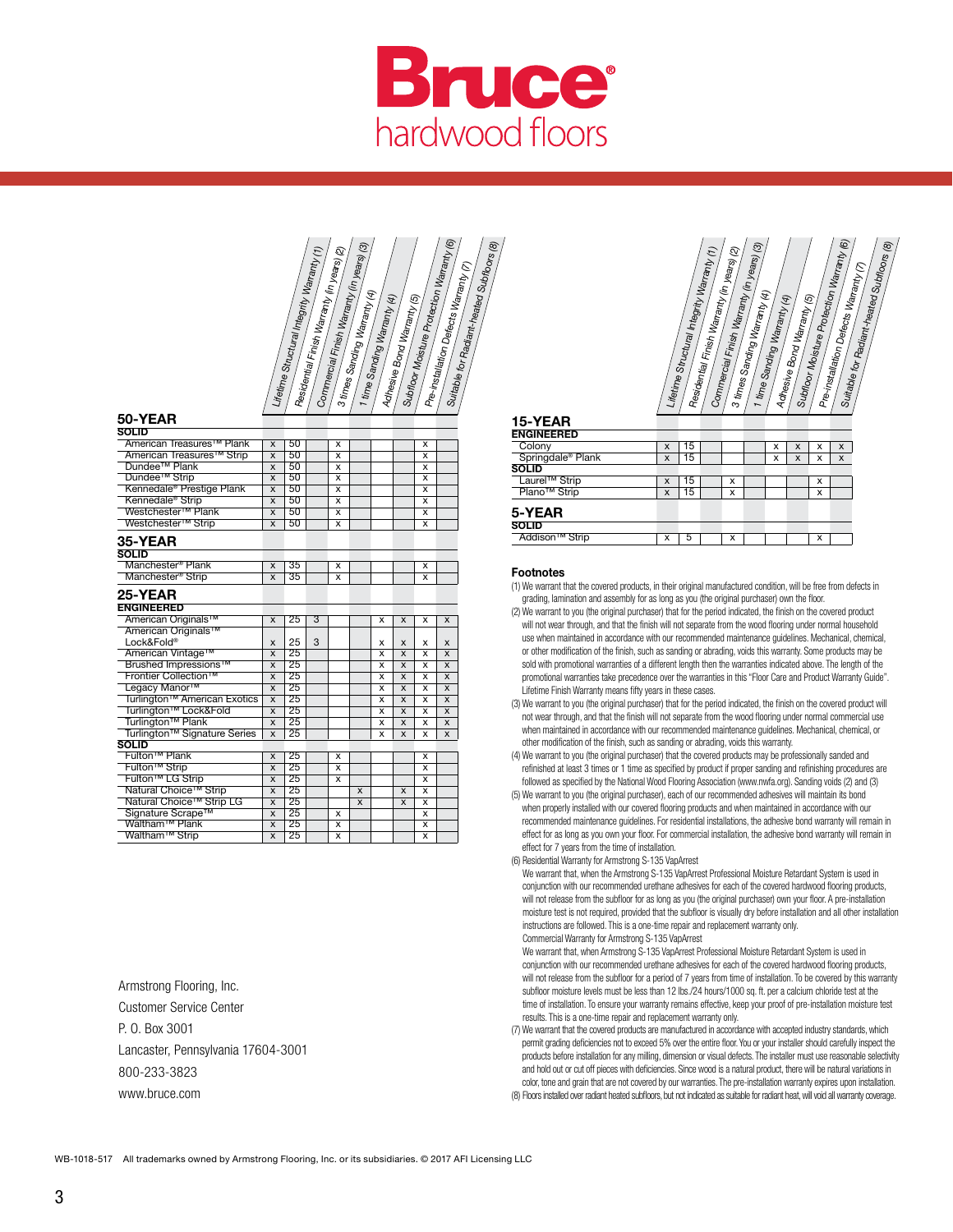# Bruce® hardwood floors

| | Lifetime Structural Integrity Warranty (1) | Residential Finish Warranty (in years) (2) | Commercial Finish Warranty (in years) (3) | 3 times Sanding Warranty (4) | 1 time Sanding Warranty (4) | Adhesive Bond Warranty (5) | Subfloor Moisture Protection Warranty (6) | Pre-installation Defects Warranty (7) | Suitable for Radiant-heated Subfloors (8) |
|---|---|---|---|---|---|---|---|---|---|
| **50-YEAR** | | | | | | | | | |
| **SOLID** | | | | | | | | | |
| American Treasures™ Plank | x | 50 | | x | | | | x | |
| American Treasures™ Strip | x | 50 | | x | | | | x | |
| Dundee™ Plank | x | 50 | | x | | | | x | |
| Dundee™ Strip | x | 50 | | x | | | | x | |
| Kennedale® Prestige Plank | x | 50 | | x | | | | x | |
| Kennedale® Strip | x | 50 | | x | | | | x | |
| Westchester™ Plank | x | 50 | | x | | | | x | |
| Westchester™ Strip | x | 50 | | x | | | | x | |
| **35-YEAR** | | | | | | | | | |
| **SOLID** | | | | | | | | | |
| Manchester® Plank | x | 35 | | x | | | | x | |
| Manchester® Strip | x | 35 | | x | | | | x | |
| **25-YEAR** | | | | | | | | | |
| **ENGINEERED** | | | | | | | | | |
| American Originals™ | x | 25 | 3 | | | x | x | x | x |
| American Originals™ Lock&Fold® | x | 25 | 3 | | | x | x | x | x |
| American Vintage™ | x | 25 | | | | x | x | x | x |
| Brushed Impressions™ | x | 25 | | | | x | x | x | x |
| Frontier Collection™ | x | 25 | | | | x | x | x | x |
| Legacy Manor™ | x | 25 | | | | x | x | x | x |
| Turlington™ American Exotics | x | 25 | | | | x | x | x | x |
| Turlington™ Lock&Fold | x | 25 | | | | x | x | x | x |
| Turlington™ Plank | x | 25 | | | | x | x | x | x |
| Turlington™ Signature Series | x | 25 | | | | x | x | x | x |
| **SOLID** | | | | | | | | | |
| Fulton™ Plank | x | 25 | | x | | | | x | |
| Fulton™ Strip | x | 25 | | x | | | | x | |
| Fulton™ LG Strip | x | 25 | | x | | | | x | |
| Natural Choice™ Strip | x | 25 | | | x | | x | x | |
| Natural Choice™ Strip LG | x | 25 | | | x | | x | x | |
| Signature Scrape™ | x | 25 | | x | | | | x | |
| Waltham™ Plank | x | 25 | | x | | | | x | |
| Waltham™ Strip | x | 25 | | x | | | | x | |

| | Lifetime Structural Integrity Warranty (1) | Residential Finish Warranty (in years) (2) | Commercial Finish Warranty (in years) (3) | 3 times Sanding Warranty (4) | 1 time Sanding Warranty (4) | Adhesive Bond Warranty (5) | Subfloor Moisture Protection Warranty (6) | Pre-installation Defects Warranty (7) | Suitable for Radiant-heated Subfloors (8) |
|---|---|---|---|---|---|---|---|---|---|
| **15-YEAR** | | | | | | | | | |
| **ENGINEERED** | | | | | | | | | |
| Colony | x | 15 | | | | x | x | x | x |
| Springdale® Plank | x | 15 | | | | x | x | x | x |
| **SOLID** | | | | | | | | | |
| Laurel™ Strip | x | 15 | | x | | | | x | |
| Plano™ Strip | x | 15 | | x | | | | x | |
| **5-YEAR** | | | | | | | | | |
| **SOLID** | | | | | | | | | |
| Addison™ Strip | x | 5 | | x | | | | x | |

## Footnotes

(1) We warrant that the covered products, in their original manufactured condition, will be free from defects in grading, lamination and assembly for as long as you (the original purchaser) own the floor.

(2) We warrant to you (the original purchaser) that for the period indicated, the finish on the covered product will not wear through, and that the finish will not separate from the wood flooring under normal household use when maintained in accordance with our recommended maintenance guidelines. Mechanical, chemical, or other modification of the finish, such as sanding or abrading, voids this warranty. Some products may be sold with promotional warranties of a different length then the warranties indicated above. The length of the promotional warranties take precedence over the warranties in this "Floor Care and Product Warranty Guide". Lifetime Finish Warranty means fifty years in these cases.

(3) We warrant to you (the original purchaser) that for the period indicated, the finish on the covered product will not wear through, and that the finish will not separate from the wood flooring under normal commercial use when maintained in accordance with our recommended maintenance guidelines. Mechanical, chemical, or other modification of the finish, such as sanding or abrading, voids this warranty.

(4) We warrant to you (the original purchaser) that the covered products may be professionally sanded and refinished at least 3 times or 1 time as specified by product if proper sanding and refinishing procedures are followed as specified by the National Wood Flooring Association (www.nwfa.org). Sanding voids (2) and (3)

(5) We warrant to you (the original purchaser), each of our recommended adhesives will maintain its bond when properly installed with our covered flooring products and when maintained in accordance with our recommended maintenance guidelines. For residential installations, the adhesive bond warranty will remain in effect for as long as you own your floor. For commercial installation, the adhesive bond warranty will remain in effect for 7 years from the time of installation.

(6) Residential Warranty for Armstrong S-135 VapArrest

We warrant that, when the Armstrong S-135 VapArrest Professional Moisture Retardant System is used in conjunction with our recommended urethane adhesives for each of the covered hardwood flooring products, will not release from the subfloor for as long as you (the original purchaser) own your floor. A pre-installation moisture test is not required, provided that the subfloor is visually dry before installation and all other installation instructions are followed. This is a one-time repair and replacement warranty only.

Commercial Warranty for Armstrong S-135 VapArrest

We warrant that, when Armstrong S-135 VapArrest Professional Moisture Retardant System is used in conjunction with our recommended urethane adhesives for each of the covered hardwood flooring products, will not release from the subfloor for a period of 7 years from time of installation. To be covered by this warranty subfloor moisture levels must be less than 12 lbs./24 hours/1000 sq. ft. per a calcium chloride test at the time of installation. To ensure your warranty remains effective, keep your proof of pre-installation moisture test results. This is a one-time repair and replacement warranty only.

(7) We warrant that the covered products are manufactured in accordance with accepted industry standards, which permit grading deficiencies not to exceed 5% over the entire floor. You or your installer should carefully inspect the products before installation for any milling, dimension or visual defects. The installer must use reasonable selectivity and hold out or cut off pieces with deficiencies. Since wood is a natural product, there will be natural variations in color, tone and grain that are not covered by our warranties. The pre-installation warranty expires upon installation.

(8) Floors installed over radiant heated subfloors, but not indicated as suitable for radiant heat, will void all warranty coverage.

Armstrong Flooring, Inc.
Customer Service Center
P. O. Box 3001
Lancaster, Pennsylvania 17604-3001
800-233-3823
www.bruce.com

WB-1018-517 All trademarks owned by Armstrong Flooring, Inc. or its subsidiaries. © 2017 AFI Licensing LLC